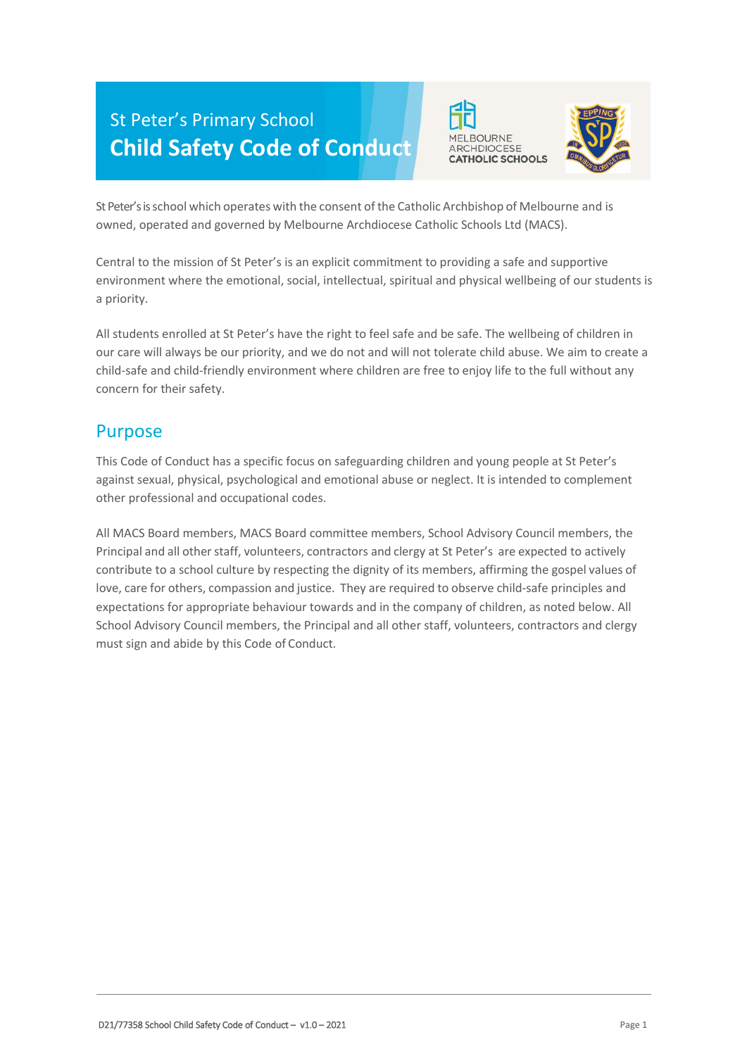St Peter's Primary School

# Child Safety Code of Conduct

St Peter's is school which operates with the consent of the Catholic Archbishop of Melbourne and is owned, operated and governed by Melbourne Archdiocese Catholic Schools Ltd (MACS).

Central to the mission of St Peter's is an explicit commitment to providing a safe and supportive environment where the emotional, social, intellectual, spiritual and physical wellbeing of our students is a priority.

All students enrolled at St Peter's have the right to feel safe and be safe. The wellbeing of children in our care will always be our priority, and we do not and will not tolerate child abuse. We aim to create a child-safe and child-friendly environment where children are free to enjoy life to the full without any concern for their safety.

## Purpose

This Code of Conduct has a specific focus on safeguarding children and young people at St Peter's against sexual, physical, psychological and emotional abuse or neglect. It is intended to complement other professional and occupational codes.

All MACS Board members, MACS Board committee members, School Advisory Council members, the Principal and all other staff, volunteers, contractors and clergy at St Peter's are expected to actively contribute to a school culture by respecting the dignity of its members, affirming the gospel values of love, care for others, compassion and justice. They are required to observe child-safe principles and expectations for appropriate behaviour towards and in the company of children, as noted below. All School Advisory Council members, the Principal and all other staff, volunteers, contractors and clergy must sign and abide by this Code of Conduct.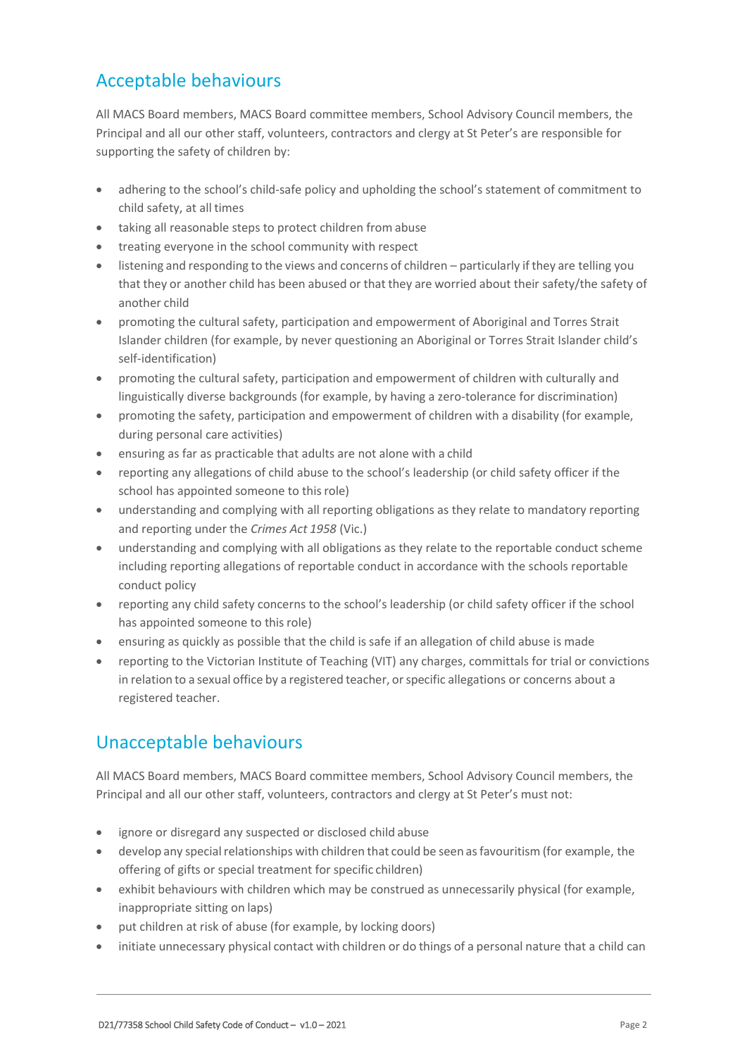## Acceptable behaviours

All MACS Board members, MACS Board committee members, School Advisory Council members, the Principal and all our other staff, volunteers, contractors and clergy at St Peter's are responsible for supporting the safety of children by:

- adhering to the school's child-safe policy and upholding the school's statement of commitment to child safety, at all times
- taking all reasonable steps to protect children from abuse
- treating everyone in the school community with respect
- listening and responding to the views and concerns of children – particularly if they are telling you that they or another child has been abused or that they are worried about their safety/the safety of another child
- promoting the cultural safety, participation and empowerment of Aboriginal and Torres Strait Islander children (for example, by never questioning an Aboriginal or Torres Strait Islander child's self-identification)
- promoting the cultural safety, participation and empowerment of children with culturally and linguistically diverse backgrounds (for example, by having a zero-tolerance for discrimination)
- promoting the safety, participation and empowerment of children with a disability (for example, during personal care activities)
- ensuring as far as practicable that adults are not alone with a child
- reporting any allegations of child abuse to the school's leadership (or child safety officer if the school has appointed someone to this role)
- understanding and complying with all reporting obligations as they relate to mandatory reporting and reporting under the *Crimes Act 1958* (Vic.)
- understanding and complying with all obligations as they relate to the reportable conduct scheme including reporting allegations of reportable conduct in accordance with the schools reportable conduct policy
- reporting any child safety concerns to the school's leadership (or child safety officer if the school has appointed someone to this role)
- ensuring as quickly as possible that the child is safe if an allegation of child abuse is made
- reporting to the Victorian Institute of Teaching (VIT) any charges, committals for trial or convictions in relation to a sexual office by a registered teacher, or specific allegations or concerns about a registered teacher.

## Unacceptable behaviours

All MACS Board members, MACS Board committee members, School Advisory Council members, the Principal and all our other staff, volunteers, contractors and clergy at St Peter's must not:

- ignore or disregard any suspected or disclosed child abuse
- develop any special relationships with children that could be seen as favouritism (for example, the offering of gifts or special treatment for specific children)
- exhibit behaviours with children which may be construed as unnecessarily physical (for example, inappropriate sitting on laps)
- put children at risk of abuse (for example, by locking doors)
- initiate unnecessary physical contact with children or do things of a personal nature that a child can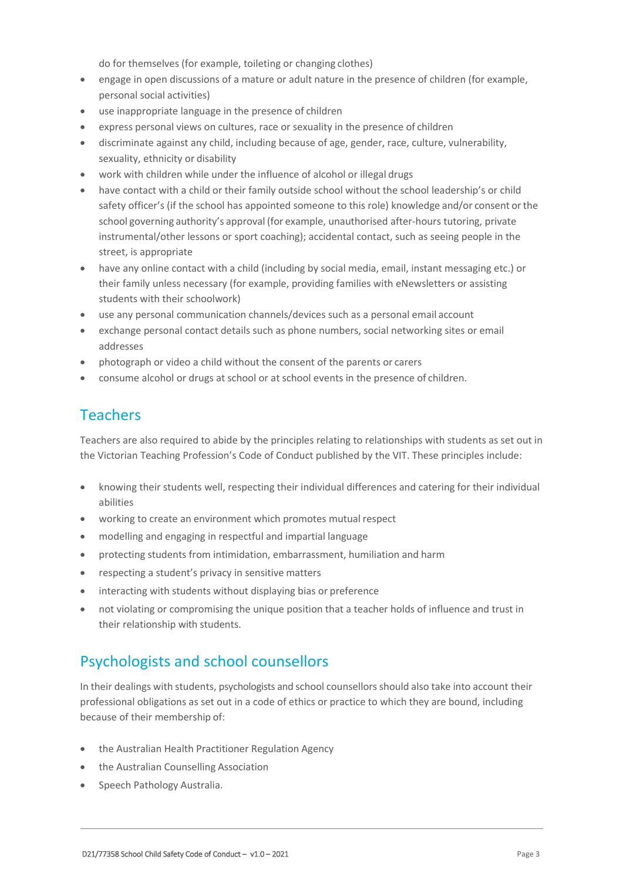do for themselves (for example, toileting or changing clothes)

- engage in open discussions of a mature or adult nature in the presence of children (for example, personal social activities)
- use inappropriate language in the presence of children
- express personal views on cultures, race or sexuality in the presence of children
- discriminate against any child, including because of age, gender, race, culture, vulnerability, sexuality, ethnicity or disability
- work with children while under the influence of alcohol or illegal drugs
- have contact with a child or their family outside school without the school leadership's or child safety officer's (if the school has appointed someone to this role) knowledge and/or consent or the school governing authority's approval (for example, unauthorised after-hours tutoring, private instrumental/other lessons or sport coaching); accidental contact, such as seeing people in the street, is appropriate
- have any online contact with a child (including by social media, email, instant messaging etc.) or their family unless necessary (for example, providing families with eNewsletters or assisting students with their schoolwork)
- use any personal communication channels/devices such as a personal email account
- exchange personal contact details such as phone numbers, social networking sites or email addresses
- photograph or video a child without the consent of the parents or carers
- consume alcohol or drugs at school or at school events in the presence of children.

## Teachers

Teachers are also required to abide by the principles relating to relationships with students as set out in the Victorian Teaching Profession's Code of Conduct published by the VIT. These principles include:

- knowing their students well, respecting their individual differences and catering for their individual abilities
- working to create an environment which promotes mutual respect
- modelling and engaging in respectful and impartial language
- protecting students from intimidation, embarrassment, humiliation and harm
- respecting a student's privacy in sensitive matters
- interacting with students without displaying bias or preference
- not violating or compromising the unique position that a teacher holds of influence and trust in their relationship with students.

## Psychologists and school counsellors

In their dealings with students, psychologists and school counsellors should also take into account their professional obligations as set out in a code of ethics or practice to which they are bound, including because of their membership of:

- the Australian Health Practitioner Regulation Agency
- the Australian Counselling Association
- Speech Pathology Australia.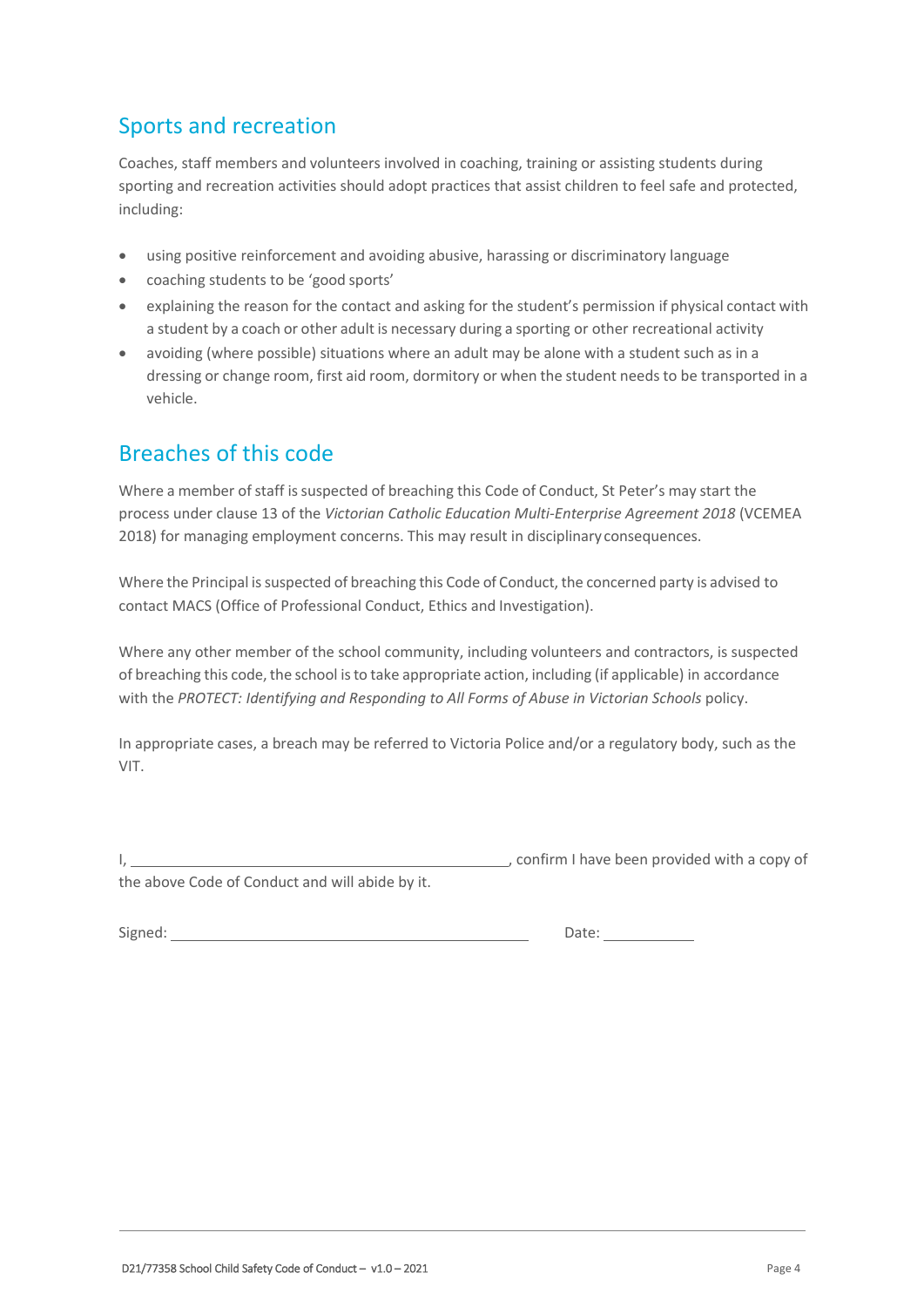## Sports and recreation

Coaches, staff members and volunteers involved in coaching, training or assisting students during sporting and recreation activities should adopt practices that assist children to feel safe and protected, including:

- using positive reinforcement and avoiding abusive, harassing or discriminatory language
- coaching students to be 'good sports'
- explaining the reason for the contact and asking for the student's permission if physical contact with a student by a coach or other adult is necessary during a sporting or other recreational activity
- avoiding (where possible) situations where an adult may be alone with a student such as in a dressing or change room, first aid room, dormitory or when the student needs to be transported in a vehicle.

## Breaches of this code

Where a member of staff is suspected of breaching this Code of Conduct, St Peter's may start the process under clause 13 of the *Victorian Catholic Education Multi-Enterprise Agreement 2018* (VCEMEA 2018) for managing employment concerns. This may result in disciplinary consequences.

Where the Principal is suspected of breaching this Code of Conduct, the concerned party is advised to contact MACS (Office of Professional Conduct, Ethics and Investigation).

Where any other member of the school community, including volunteers and contractors, is suspected of breaching this code, the school is to take appropriate action, including (if applicable) in accordance with the *PROTECT: Identifying and Responding to All Forms of Abuse in Victorian Schools* policy.

In appropriate cases, a breach may be referred to Victoria Police and/or a regulatory body, such as the VIT.

I, ____________________________________________, confirm I have been provided with a copy of the above Code of Conduct and will abide by it.

Signed: ____________________________________________ Date: ___________